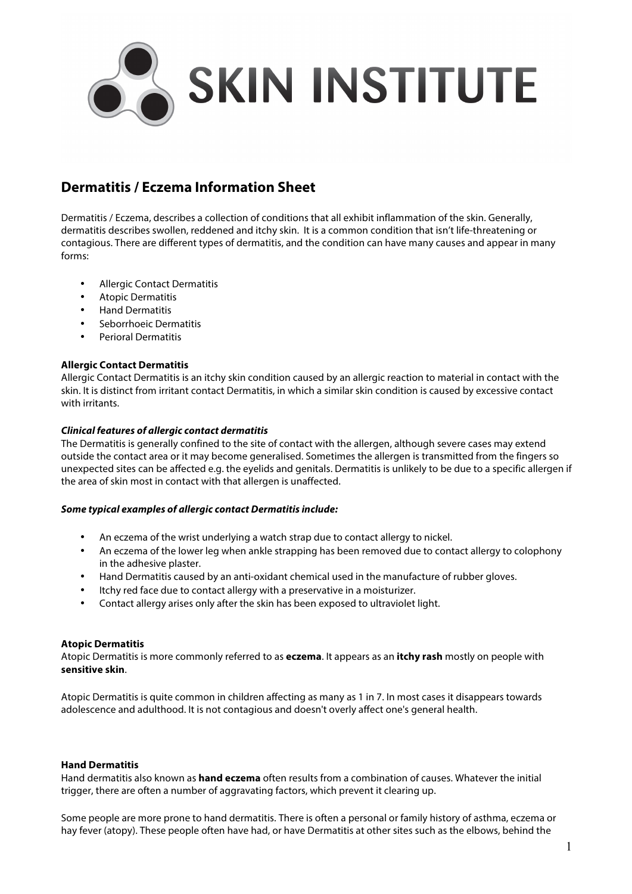# SKIN INSTITUTE

## Dermatitis / Eczema Information Sheet

Dermatitis / Eczema, describes a collection of conditions that all exhibit inflammation of the skin. Generally, dermatitis describes swollen, reddened and itchy skin. It is a common condition that isn't life-threatening or contagious. There are different types of dermatitis, and the condition can have many causes and appear in many forms:

- Allergic Contact Dermatitis
- Atopic Dermatitis
- Hand Dermatitis
- Seborrhoeic Dermatitis
- Perioral Dermatitis

**Allergic Contact Dermatitis**

Allergic Contact Dermatitis is an itchy skin condition caused by an allergic reaction to material in contact with the skin. It is distinct from irritant contact Dermatitis, in which a similar skin condition is caused by excessive contact with irritants.

***Clinical features of allergic contact dermatitis***

The Dermatitis is generally confined to the site of contact with the allergen, although severe cases may extend outside the contact area or it may become generalised. Sometimes the allergen is transmitted from the fingers so unexpected sites can be affected e.g. the eyelids and genitals. Dermatitis is unlikely to be due to a specific allergen if the area of skin most in contact with that allergen is unaffected.

***Some typical examples of allergic contact Dermatitis include:***

- An eczema of the wrist underlying a watch strap due to contact allergy to nickel.
- An eczema of the lower leg when ankle strapping has been removed due to contact allergy to colophony in the adhesive plaster.
- Hand Dermatitis caused by an anti-oxidant chemical used in the manufacture of rubber gloves.
- Itchy red face due to contact allergy with a preservative in a moisturizer.
- Contact allergy arises only after the skin has been exposed to ultraviolet light.

**Atopic Dermatitis**

Atopic Dermatitis is more commonly referred to as **eczema**. It appears as an **itchy rash** mostly on people with **sensitive skin**.

Atopic Dermatitis is quite common in children affecting as many as 1 in 7. In most cases it disappears towards adolescence and adulthood. It is not contagious and doesn't overly affect one's general health.

**Hand Dermatitis**

Hand dermatitis also known as **hand eczema** often results from a combination of causes. Whatever the initial trigger, there are often a number of aggravating factors, which prevent it clearing up.

Some people are more prone to hand dermatitis. There is often a personal or family history of asthma, eczema or hay fever (atopy). These people often have had, or have Dermatitis at other sites such as the elbows, behind the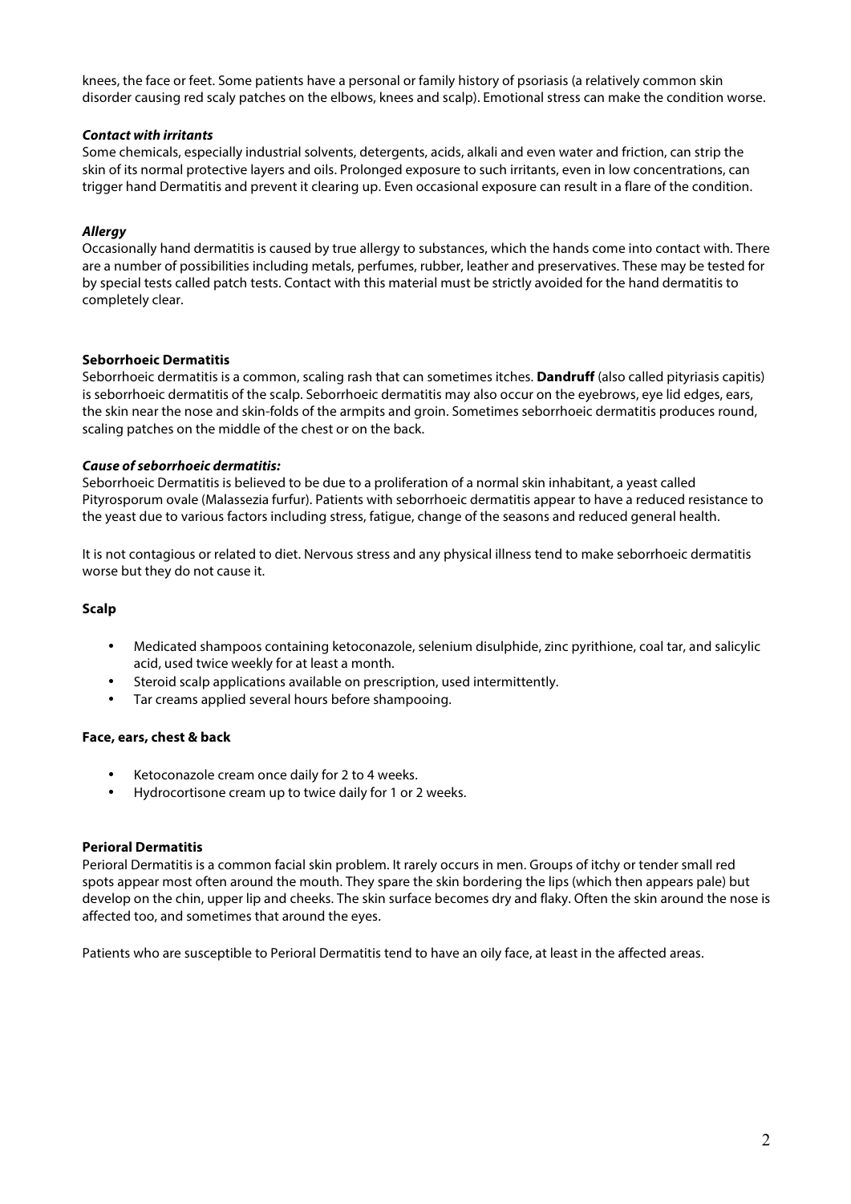knees, the face or feet. Some patients have a personal or family history of psoriasis (a relatively common skin disorder causing red scaly patches on the elbows, knees and scalp). Emotional stress can make the condition worse.

***Contact with irritants***

Some chemicals, especially industrial solvents, detergents, acids, alkali and even water and friction, can strip the skin of its normal protective layers and oils. Prolonged exposure to such irritants, even in low concentrations, can trigger hand Dermatitis and prevent it clearing up. Even occasional exposure can result in a flare of the condition.

***Allergy***

Occasionally hand dermatitis is caused by true allergy to substances, which the hands come into contact with. There are a number of possibilities including metals, perfumes, rubber, leather and preservatives. These may be tested for by special tests called patch tests. Contact with this material must be strictly avoided for the hand dermatitis to completely clear.

**Seborrhoeic Dermatitis**

Seborrhoeic dermatitis is a common, scaling rash that can sometimes itches. **Dandruff** (also called pityriasis capitis) is seborrhoeic dermatitis of the scalp. Seborrhoeic dermatitis may also occur on the eyebrows, eye lid edges, ears, the skin near the nose and skin-folds of the armpits and groin. Sometimes seborrhoeic dermatitis produces round, scaling patches on the middle of the chest or on the back.

***Cause of seborrhoeic dermatitis:***

Seborrhoeic Dermatitis is believed to be due to a proliferation of a normal skin inhabitant, a yeast called Pityrosporum ovale (Malassezia furfur). Patients with seborrhoeic dermatitis appear to have a reduced resistance to the yeast due to various factors including stress, fatigue, change of the seasons and reduced general health.

It is not contagious or related to diet. Nervous stress and any physical illness tend to make seborrhoeic dermatitis worse but they do not cause it.

**Scalp**

- Medicated shampoos containing ketoconazole, selenium disulphide, zinc pyrithione, coal tar, and salicylic acid, used twice weekly for at least a month.
- Steroid scalp applications available on prescription, used intermittently.
- Tar creams applied several hours before shampooing.

**Face, ears, chest & back**

- Ketoconazole cream once daily for 2 to 4 weeks.
- Hydrocortisone cream up to twice daily for 1 or 2 weeks.

**Perioral Dermatitis**

Perioral Dermatitis is a common facial skin problem. It rarely occurs in men. Groups of itchy or tender small red spots appear most often around the mouth. They spare the skin bordering the lips (which then appears pale) but develop on the chin, upper lip and cheeks. The skin surface becomes dry and flaky. Often the skin around the nose is affected too, and sometimes that around the eyes.

Patients who are susceptible to Perioral Dermatitis tend to have an oily face, at least in the affected areas.